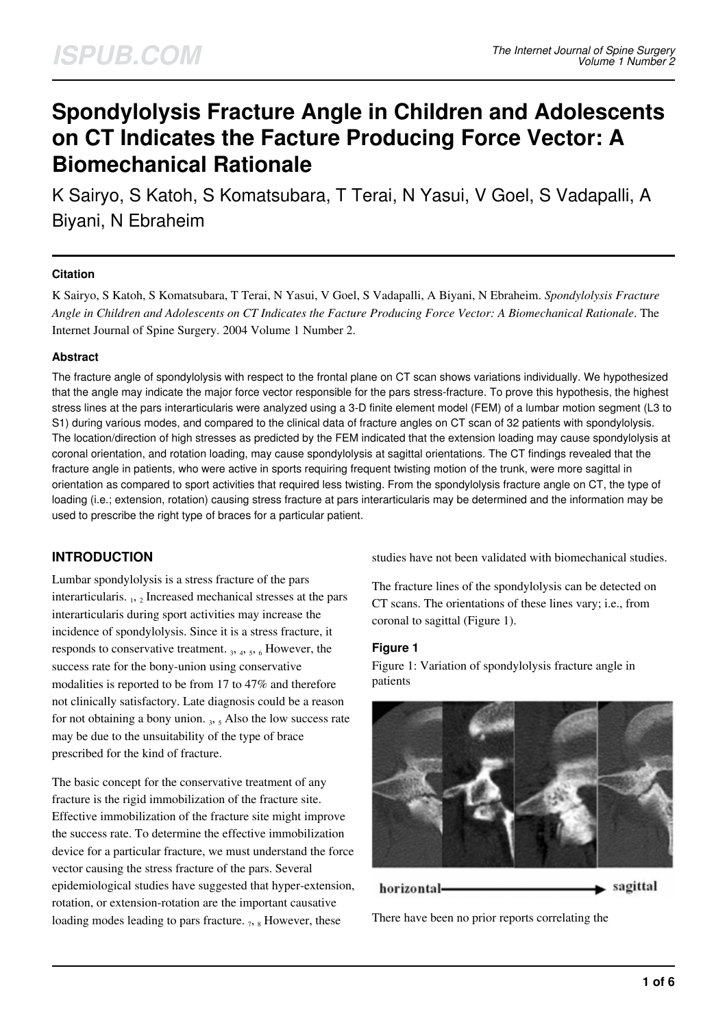# Spondylolysis Fracture Angle in Children and Adolescents on CT Indicates the Facture Producing Force Vector: A Biomechanical Rationale

K Sairyo, S Katoh, S Komatsubara, T Terai, N Yasui, V Goel, S Vadapalli, A Biyani, N Ebraheim

### Citation

K Sairyo, S Katoh, S Komatsubara, T Terai, N Yasui, V Goel, S Vadapalli, A Biyani, N Ebraheim. *Spondylolysis Fracture Angle in Children and Adolescents on CT Indicates the Facture Producing Force Vector: A Biomechanical Rationale*. The Internet Journal of Spine Surgery. 2004 Volume 1 Number 2.

### Abstract

The fracture angle of spondylolysis with respect to the frontal plane on CT scan shows variations individually. We hypothesized that the angle may indicate the major force vector responsible for the pars stress-fracture. To prove this hypothesis, the highest stress lines at the pars interarticularis were analyzed using a 3-D finite element model (FEM) of a lumbar motion segment (L3 to S1) during various modes, and compared to the clinical data of fracture angles on CT scan of 32 patients with spondylolysis. The location/direction of high stresses as predicted by the FEM indicated that the extension loading may cause spondylolysis at coronal orientation, and rotation loading, may cause spondylolysis at sagittal orientations. The CT findings revealed that the fracture angle in patients, who were active in sports requiring frequent twisting motion of the trunk, were more sagittal in orientation as compared to sport activities that required less twisting. From the spondylolysis fracture angle on CT, the type of loading (i.e.; extension, rotation) causing stress fracture at pars interarticularis may be determined and the information may be used to prescribe the right type of braces for a particular patient.

## INTRODUCTION

Lumbar spondylolysis is a stress fracture of the pars interarticularis. [1, 2] Increased mechanical stresses at the pars interarticularis during sport activities may increase the incidence of spondylolysis. Since it is a stress fracture, it responds to conservative treatment. [3, 4, 5, 6] However, the success rate for the bony-union using conservative modalities is reported to be from 17 to 47% and therefore not clinically satisfactory. Late diagnosis could be a reason for not obtaining a bony union. [3, 5] Also the low success rate may be due to the unsuitability of the type of brace prescribed for the kind of fracture.

The basic concept for the conservative treatment of any fracture is the rigid immobilization of the fracture site. Effective immobilization of the fracture site might improve the success rate. To determine the effective immobilization device for a particular fracture, we must understand the force vector causing the stress fracture of the pars. Several epidemiological studies have suggested that hyper-extension, rotation, or extension-rotation are the important causative loading modes leading to pars fracture. [7, 8] However, these studies have not been validated with biomechanical studies.

The fracture lines of the spondylolysis can be detected on CT scans. The orientations of these lines vary; i.e., from coronal to sagittal (Figure 1).

### Figure 1

Figure 1: Variation of spondylolysis fracture angle in patients

horizontal → sagittal

There have been no prior reports correlating the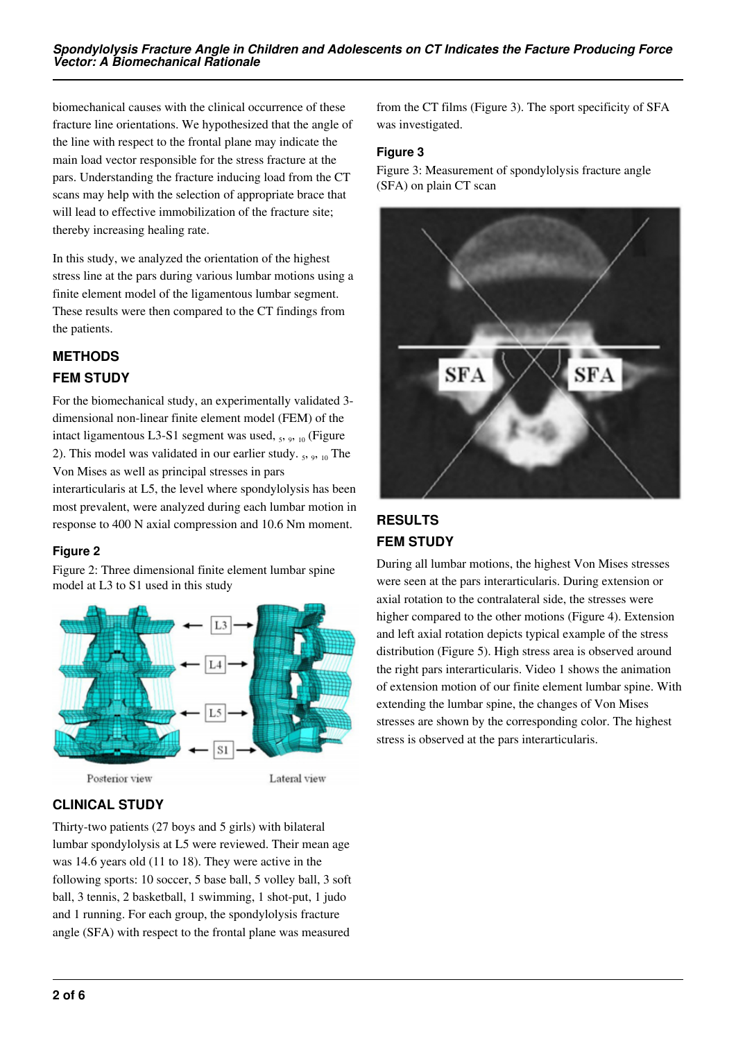biomechanical causes with the clinical occurrence of these fracture line orientations. We hypothesized that the angle of the line with respect to the frontal plane may indicate the main load vector responsible for the stress fracture at the pars. Understanding the fracture inducing load from the CT scans may help with the selection of appropriate brace that will lead to effective immobilization of the fracture site; thereby increasing healing rate.

In this study, we analyzed the orientation of the highest stress line at the pars during various lumbar motions using a finite element model of the ligamentous lumbar segment. These results were then compared to the CT findings from the patients.

## METHODS

### FEM STUDY

For the biomechanical study, an experimentally validated 3-dimensional non-linear finite element model (FEM) of the intact ligamentous L3-S1 segment was used, [5, 9, 10] (Figure 2). This model was validated in our earlier study. [5, 9, 10] The Von Mises as well as principal stresses in pars interarticularis at L5, the level where spondylolysis has been most prevalent, were analyzed during each lumbar motion in response to 400 N axial compression and 10.6 Nm moment.

**Figure 2**

Figure 2: Three dimensional finite element lumbar spine model at L3 to S1 used in this study

### CLINICAL STUDY

Thirty-two patients (27 boys and 5 girls) with bilateral lumbar spondylolysis at L5 were reviewed. Their mean age was 14.6 years old (11 to 18). They were active in the following sports: 10 soccer, 5 base ball, 5 volley ball, 3 soft ball, 3 tennis, 2 basketball, 1 swimming, 1 shot-put, 1 judo and 1 running. For each group, the spondylolysis fracture angle (SFA) with respect to the frontal plane was measured from the CT films (Figure 3). The sport specificity of SFA was investigated.

**Figure 3**

Figure 3: Measurement of spondylolysis fracture angle (SFA) on plain CT scan

## RESULTS

### FEM STUDY

During all lumbar motions, the highest Von Mises stresses were seen at the pars interarticularis. During extension or axial rotation to the contralateral side, the stresses were higher compared to the other motions (Figure 4). Extension and left axial rotation depicts typical example of the stress distribution (Figure 5). High stress area is observed around the right pars interarticularis. Video 1 shows the animation of extension motion of our finite element lumbar spine. With extending the lumbar spine, the changes of Von Mises stresses are shown by the corresponding color. The highest stress is observed at the pars interarticularis.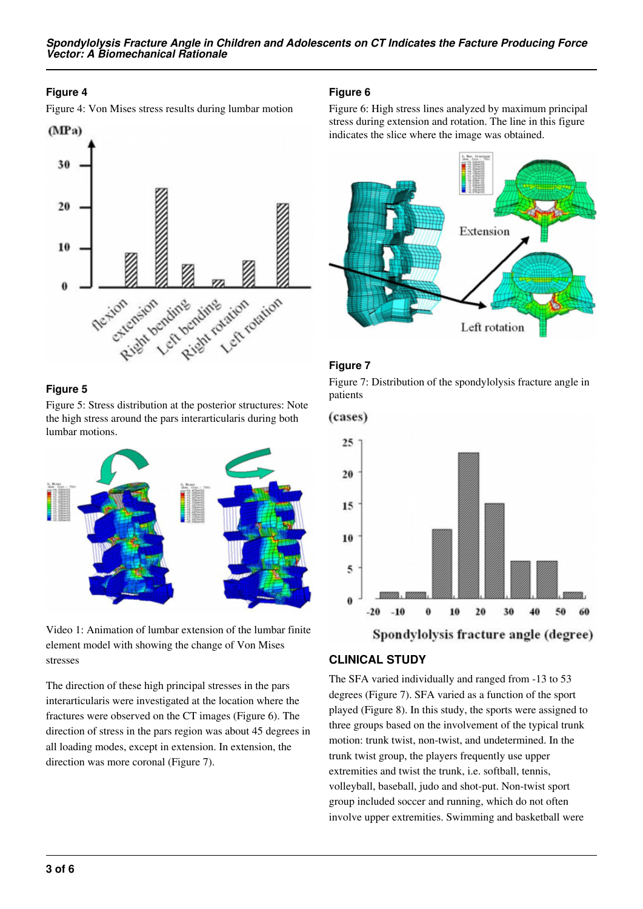### Figure 4

Figure 4: Von Mises stress results during lumbar motion

### Figure 5

Figure 5: Stress distribution at the posterior structures: Note the high stress around the pars interarticularis during both lumbar motions.

Video 1: Animation of lumbar extension of the lumbar finite element model with showing the change of Von Mises stresses

The direction of these high principal stresses in the pars interarticularis were investigated at the location where the fractures were observed on the CT images (Figure 6). The direction of stress in the pars region was about 45 degrees in all loading modes, except in extension. In extension, the direction was more coronal (Figure 7).

### Figure 6

Figure 6: High stress lines analyzed by maximum principal stress during extension and rotation. The line in this figure indicates the slice where the image was obtained.

### Figure 7

Figure 7: Distribution of the spondylolysis fracture angle in patients

## CLINICAL STUDY

The SFA varied individually and ranged from -13 to 53 degrees (Figure 7). SFA varied as a function of the sport played (Figure 8). In this study, the sports were assigned to three groups based on the involvement of the typical trunk motion: trunk twist, non-twist, and undetermined. In the trunk twist group, the players frequently use upper extremities and twist the trunk, i.e. softball, tennis, volleyball, baseball, judo and shot-put. Non-twist sport group included soccer and running, which do not often involve upper extremities. Swimming and basketball were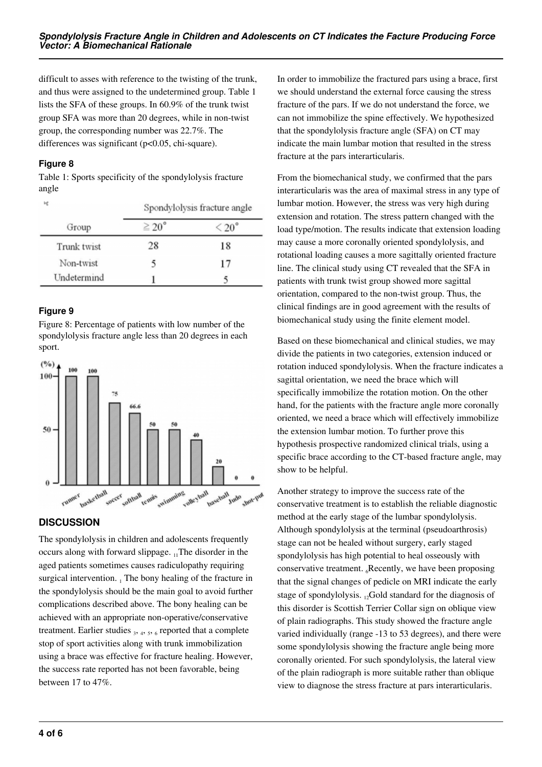difficult to asses with reference to the twisting of the trunk, and thus were assigned to the undetermined group. Table 1 lists the SFA of these groups. In 60.9% of the trunk twist group SFA was more than 20 degrees, while in non-twist group, the corresponding number was 22.7%. The differences was significant (p<0.05, chi-square).

### Figure 8

Table 1: Sports specificity of the spondylolysis fracture angle

| Group | Spondylolysis fracture angle | |
|---|---|---|
| | ≧20° | <20° |
| Trunk twist | 28 | 18 |
| Non-twist | 5 | 17 |
| Undetermind | 1 | 5 |

### Figure 9

Figure 8: Percentage of patients with low number of the spondylolysis fracture angle less than 20 degrees in each sport.

## DISCUSSION

The spondylolysis in children and adolescents frequently occurs along with forward slippage. [11]The disorder in the aged patients sometimes causes radiculopathy requiring surgical intervention. [1] The bony healing of the fracture in the spondylolysis should be the main goal to avoid further complications described above. The bony healing can be achieved with an appropriate non-operative/conservative treatment. Earlier studies [3, 4, 5, 6] reported that a complete stop of sport activities along with trunk immobilization using a brace was effective for fracture healing. However, the success rate reported has not been favorable, being between 17 to 47%.

In order to immobilize the fractured pars using a brace, first we should understand the external force causing the stress fracture of the pars. If we do not understand the force, we can not immobilize the spine effectively. We hypothesized that the spondylolysis fracture angle (SFA) on CT may indicate the main lumbar motion that resulted in the stress fracture at the pars interarticularis.

From the biomechanical study, we confirmed that the pars interarticularis was the area of maximal stress in any type of lumbar motion. However, the stress was very high during extension and rotation. The stress pattern changed with the load type/motion. The results indicate that extension loading may cause a more coronally oriented spondylolysis, and rotational loading causes a more sagittally oriented fracture line. The clinical study using CT revealed that the SFA in patients with trunk twist group showed more sagittal orientation, compared to the non-twist group. Thus, the clinical findings are in good agreement with the results of biomechanical study using the finite element model.

Based on these biomechanical and clinical studies, we may divide the patients in two categories, extension induced or rotation induced spondylolysis. When the fracture indicates a sagittal orientation, we need the brace which will specifically immobilize the rotation motion. On the other hand, for the patients with the fracture angle more coronally oriented, we need a brace which will effectively immobilize the extension lumbar motion. To further prove this hypothesis prospective randomized clinical trials, using a specific brace according to the CT-based fracture angle, may show to be helpful.

Another strategy to improve the success rate of the conservative treatment is to establish the reliable diagnostic method at the early stage of the lumbar spondylolysis. Although spondylolysis at the terminal (pseudoarthrosis) stage can not be healed without surgery, early staged spondylolysis has high potential to heal osseously with conservative treatment. [6]Recently, we have been proposing that the signal changes of pedicle on MRI indicate the early stage of spondylolysis. [12]Gold standard for the diagnosis of this disorder is Scottish Terrier Collar sign on oblique view of plain radiographs. This study showed the fracture angle varied individually (range -13 to 53 degrees), and there were some spondylolysis showing the fracture angle being more coronally oriented. For such spondylolysis, the lateral view of the plain radiograph is more suitable rather than oblique view to diagnose the stress fracture at pars interarticularis.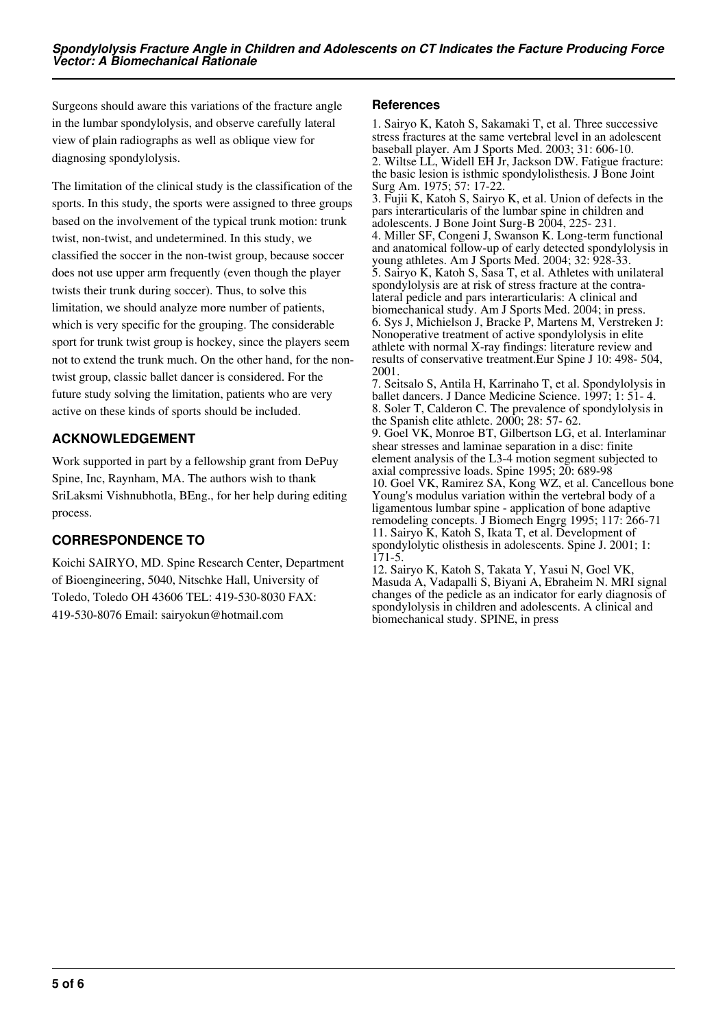Surgeons should aware this variations of the fracture angle in the lumbar spondylolysis, and observe carefully lateral view of plain radiographs as well as oblique view for diagnosing spondylolysis.

The limitation of the clinical study is the classification of the sports. In this study, the sports were assigned to three groups based on the involvement of the typical trunk motion: trunk twist, non-twist, and undetermined. In this study, we classified the soccer in the non-twist group, because soccer does not use upper arm frequently (even though the player twists their trunk during soccer). Thus, to solve this limitation, we should analyze more number of patients, which is very specific for the grouping. The considerable sport for trunk twist group is hockey, since the players seem not to extend the trunk much. On the other hand, for the non-twist group, classic ballet dancer is considered. For the future study solving the limitation, patients who are very active on these kinds of sports should be included.

## ACKNOWLEDGEMENT

Work supported in part by a fellowship grant from DePuy Spine, Inc, Raynham, MA. The authors wish to thank SriLaksmi Vishnubhotla, BEng., for her help during editing process.

## CORRESPONDENCE TO

Koichi SAIRYO, MD. Spine Research Center, Department of Bioengineering, 5040, Nitschke Hall, University of Toledo, Toledo OH 43606 TEL: 419-530-8030 FAX: 419-530-8076 Email: sairyokun@hotmail.com

## References

1. Sairyo K, Katoh S, Sakamaki T, et al. Three successive stress fractures at the same vertebral level in an adolescent baseball player. Am J Sports Med. 2003; 31: 606-10.
2. Wiltse LL, Widell EH Jr, Jackson DW. Fatigue fracture: the basic lesion is isthmic spondylolisthesis. J Bone Joint Surg Am. 1975; 57: 17-22.
3. Fujii K, Katoh S, Sairyo K, et al. Union of defects in the pars interarticularis of the lumbar spine in children and adolescents. J Bone Joint Surg-B 2004, 225- 231.
4. Miller SF, Congeni J, Swanson K. Long-term functional and anatomical follow-up of early detected spondylolysis in young athletes. Am J Sports Med. 2004; 32: 928-33.
5. Sairyo K, Katoh S, Sasa T, et al. Athletes with unilateral spondylolysis are at risk of stress fracture at the contra-lateral pedicle and pars interarticularis: A clinical and biomechanical study. Am J Sports Med. 2004; in press.
6. Sys J, Michielson J, Bracke P, Martens M, Verstreken J: Nonoperative treatment of active spondylolysis in elite athlete with normal X-ray findings: literature review and results of conservative treatment.Eur Spine J 10: 498- 504, 2001.
7. Seitsalo S, Antila H, Karrinaho T, et al. Spondylolysis in ballet dancers. J Dance Medicine Science. 1997; 1: 51- 4.
8. Soler T, Calderon C. The prevalence of spondylolysis in the Spanish elite athlete. 2000; 28: 57- 62.
9. Goel VK, Monroe BT, Gilbertson LG, et al. Interlaminar shear stresses and laminae separation in a disc: finite element analysis of the L3-4 motion segment subjected to axial compressive loads. Spine 1995; 20: 689-98
10. Goel VK, Ramirez SA, Kong WZ, et al. Cancellous bone Young's modulus variation within the vertebral body of a ligamentous lumbar spine - application of bone adaptive remodeling concepts. J Biomech Engrg 1995; 117: 266-71
11. Sairyo K, Katoh S, Ikata T, et al. Development of spondylolytic olisthesis in adolescents. Spine J. 2001; 1: 171-5.
12. Sairyo K, Katoh S, Takata Y, Yasui N, Goel VK, Masuda A, Vadapalli S, Biyani A, Ebraheim N. MRI signal changes of the pedicle as an indicator for early diagnosis of spondylolysis in children and adolescents. A clinical and biomechanical study. SPINE, in press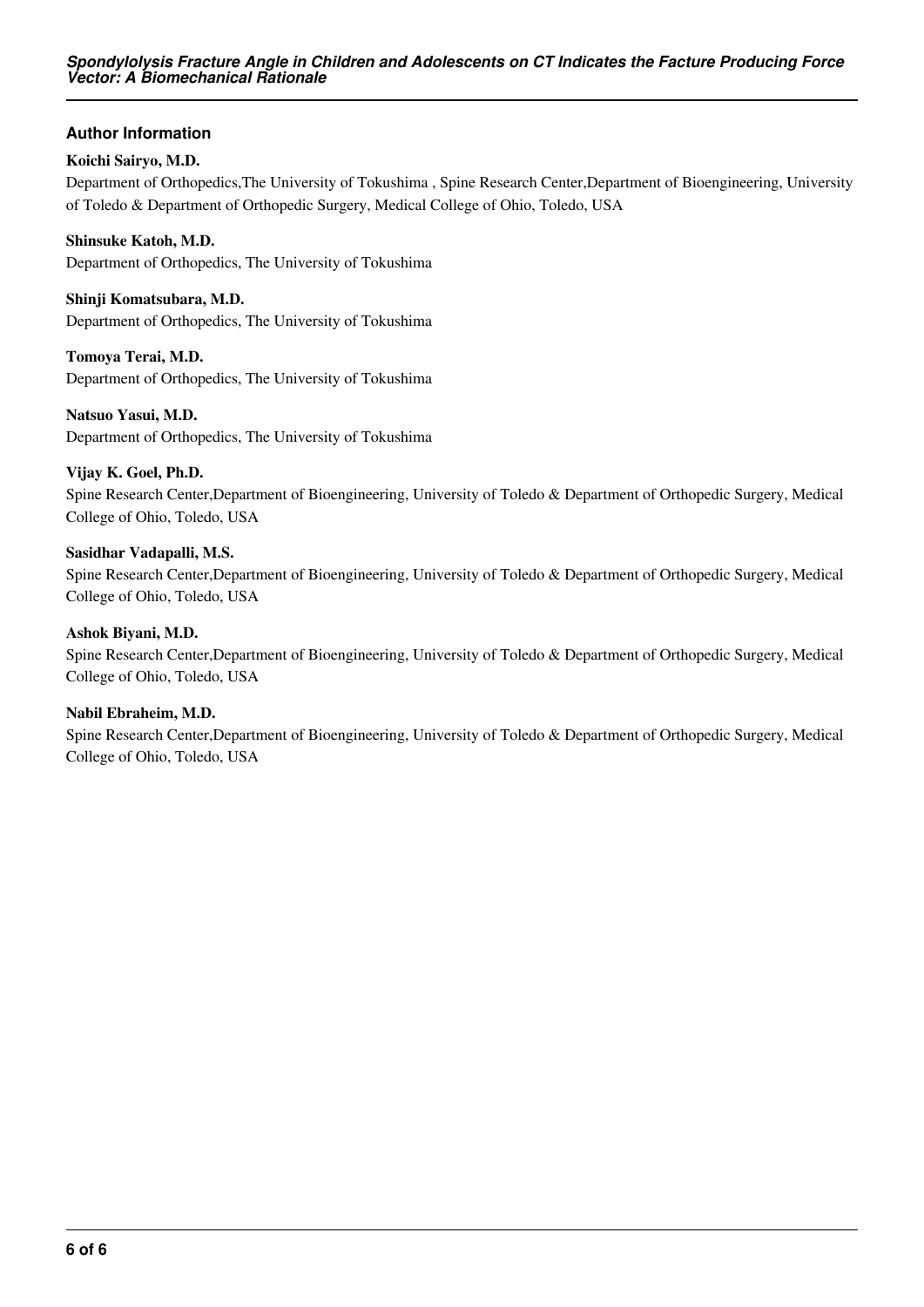## Author Information

**Koichi Sairyo, M.D.**
Department of Orthopedics,The University of Tokushima , Spine Research Center,Department of Bioengineering, University of Toledo & Department of Orthopedic Surgery, Medical College of Ohio, Toledo, USA

**Shinsuke Katoh, M.D.**
Department of Orthopedics, The University of Tokushima

**Shinji Komatsubara, M.D.**
Department of Orthopedics, The University of Tokushima

**Tomoya Terai, M.D.**
Department of Orthopedics, The University of Tokushima

**Natsuo Yasui, M.D.**
Department of Orthopedics, The University of Tokushima

**Vijay K. Goel, Ph.D.**
Spine Research Center,Department of Bioengineering, University of Toledo & Department of Orthopedic Surgery, Medical College of Ohio, Toledo, USA

**Sasidhar Vadapalli, M.S.**
Spine Research Center,Department of Bioengineering, University of Toledo & Department of Orthopedic Surgery, Medical College of Ohio, Toledo, USA

**Ashok Biyani, M.D.**
Spine Research Center,Department of Bioengineering, University of Toledo & Department of Orthopedic Surgery, Medical College of Ohio, Toledo, USA

**Nabil Ebraheim, M.D.**
Spine Research Center,Department of Bioengineering, University of Toledo & Department of Orthopedic Surgery, Medical College of Ohio, Toledo, USA